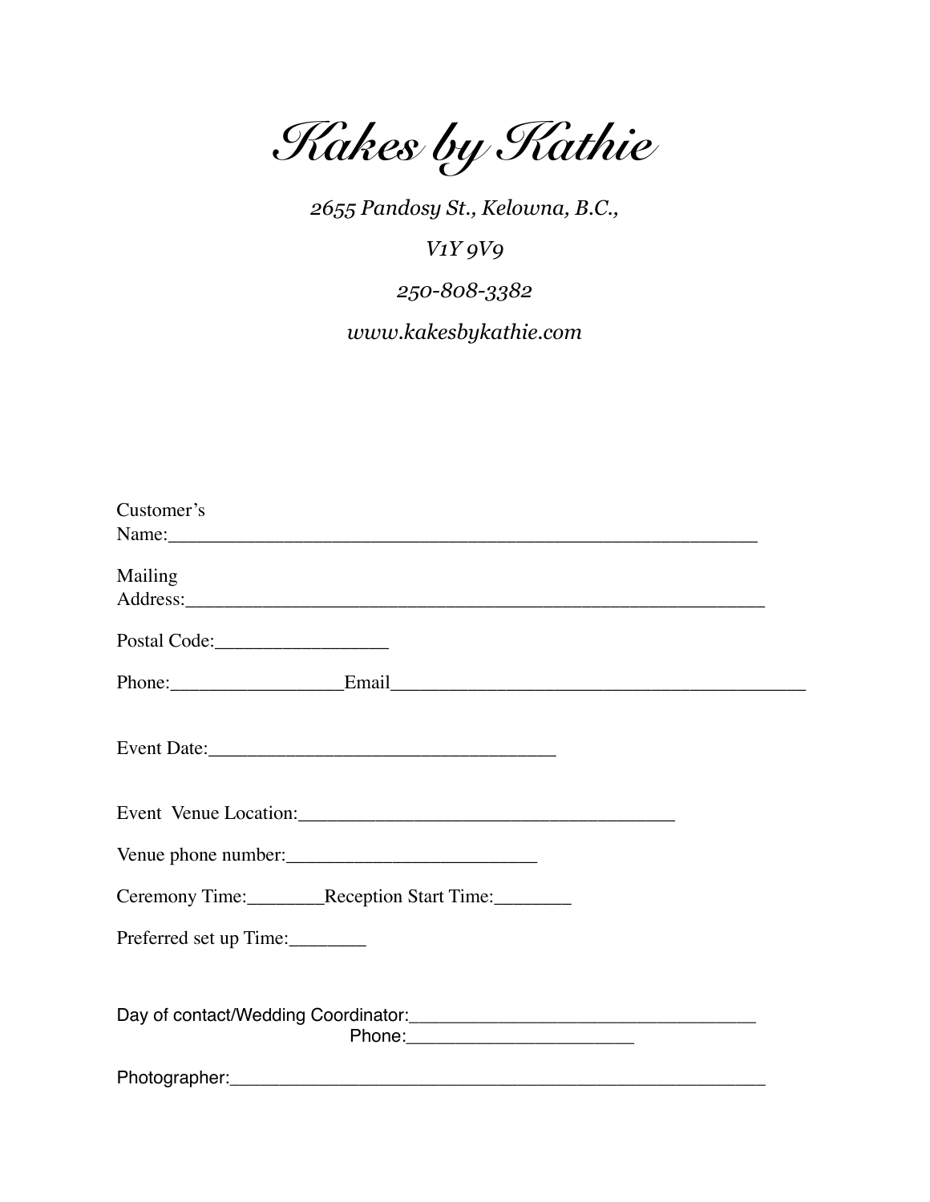# *Kakes by Kathie*

*2655 Pandosy St., Kelowna, B.C.,*

*V1Y 9V9*

*250-808-3382*

*www.kakesbykathie.com*

Customer's Name:___________________________________________________________

Mailing Address:___________________________________________________________

Postal Code:_________________

Phone:_________________Email__________________________________________

Event Date:___________________________________

Event Venue Location:_______________________________________

Venue phone number:_________________________

Ceremony Time:________Reception Start Time:________

Preferred set up Time:________

Day of contact/Wedding Coordinator:____________________________________

Phone:_______________________

Photographer:_______________________________________________________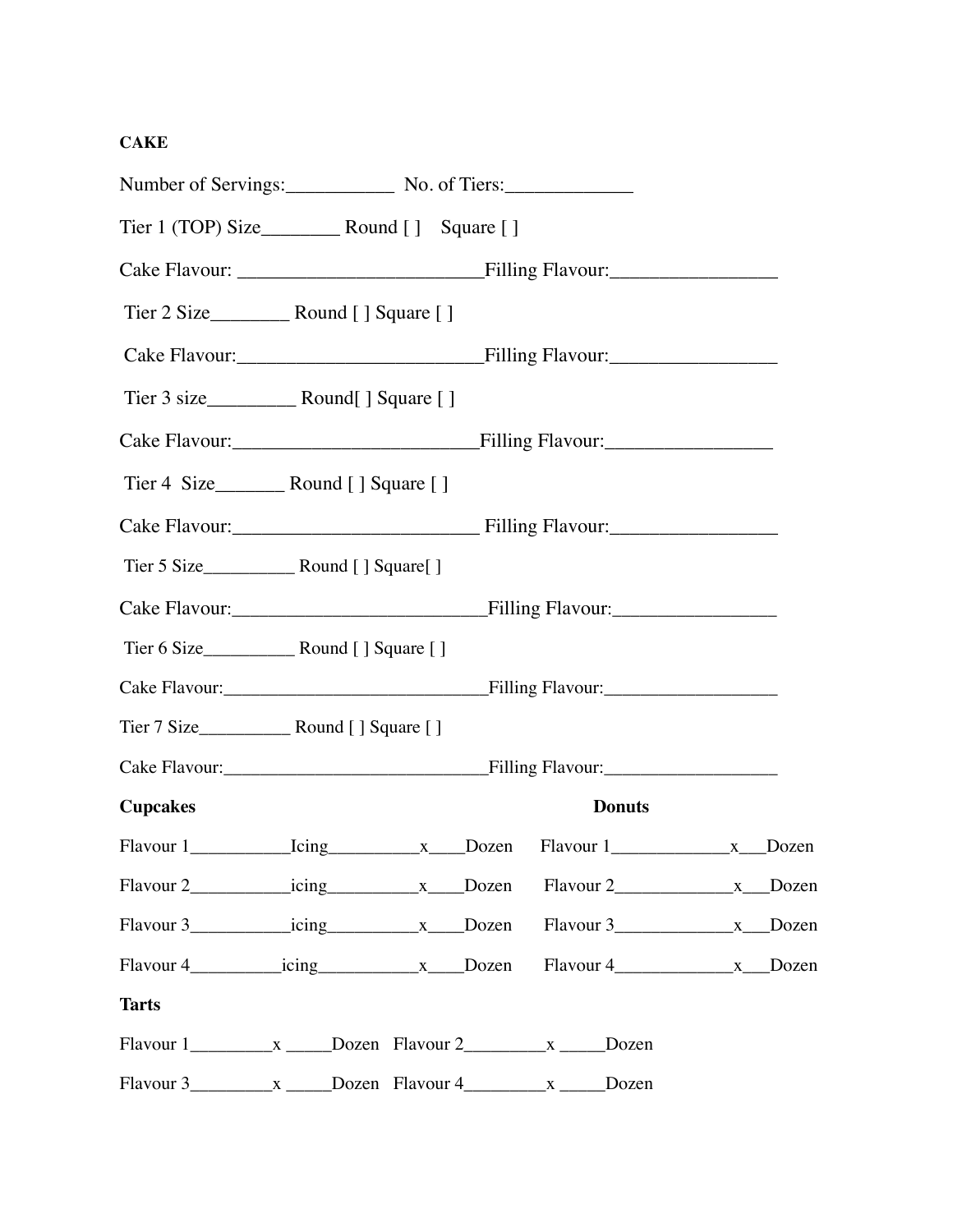**CAKE**

Number of Servings:___________ No. of Tiers:_____________

Tier 1 (TOP) Size________ Round [ ] Square [ ]

Cake Flavour: _________________________Filling Flavour:_________________

Tier 2 Size________ Round [ ] Square [ ]

Cake Flavour:_________________________Filling Flavour:_________________

Tier 3 size_________ Round[ ] Square [ ]

Cake Flavour:_________________________Filling Flavour:_________________

Tier 4 Size_______ Round [ ] Square [ ]

Cake Flavour:_________________________ Filling Flavour:_________________

Tier 5 Size__________ Round [ ] Square[ ]

Cake Flavour:__________________________Filling Flavour:_________________

Tier 6 Size__________ Round [ ] Square [ ]

Cake Flavour:_____________________________Filling Flavour:___________________

Tier 7 Size__________ Round [ ] Square [ ]

Cake Flavour:_____________________________Filling Flavour:___________________

**Cupcakes**

Flavour 1___________Icing__________x____Dozen

Flavour 2___________icing__________x____Dozen

Flavour 3___________icing__________x____Dozen

Flavour 4__________icing___________x____Dozen

**Donuts**

Flavour 1_____________x___Dozen

Flavour 2_____________x___Dozen

Flavour 3_____________x___Dozen

Flavour 4_____________x___Dozen

**Tarts**

Flavour 1_________x _____Dozen Flavour 2_________x _____Dozen

Flavour 3_________x _____Dozen Flavour 4_________x _____Dozen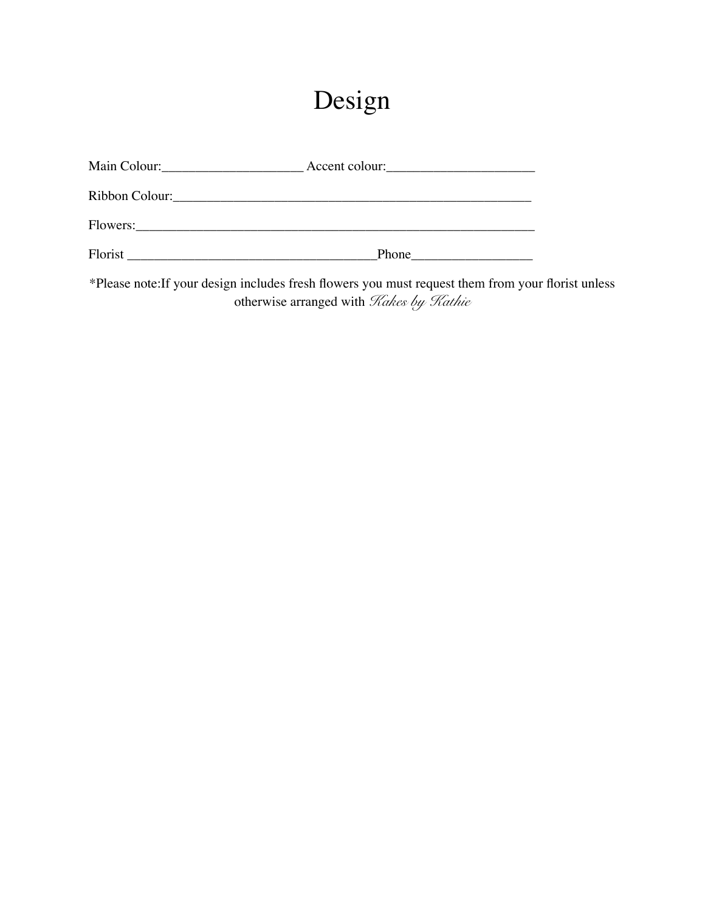# Design

Main Colour:____________________ Accent colour:_____________________

Ribbon Colour:___________________________________________________

Flowers:________________________________________________________

Florist ___________________________________Phone_________________

*Please note:If your design includes fresh flowers you must request them from your florist unless otherwise arranged with *Kakes by Kathie*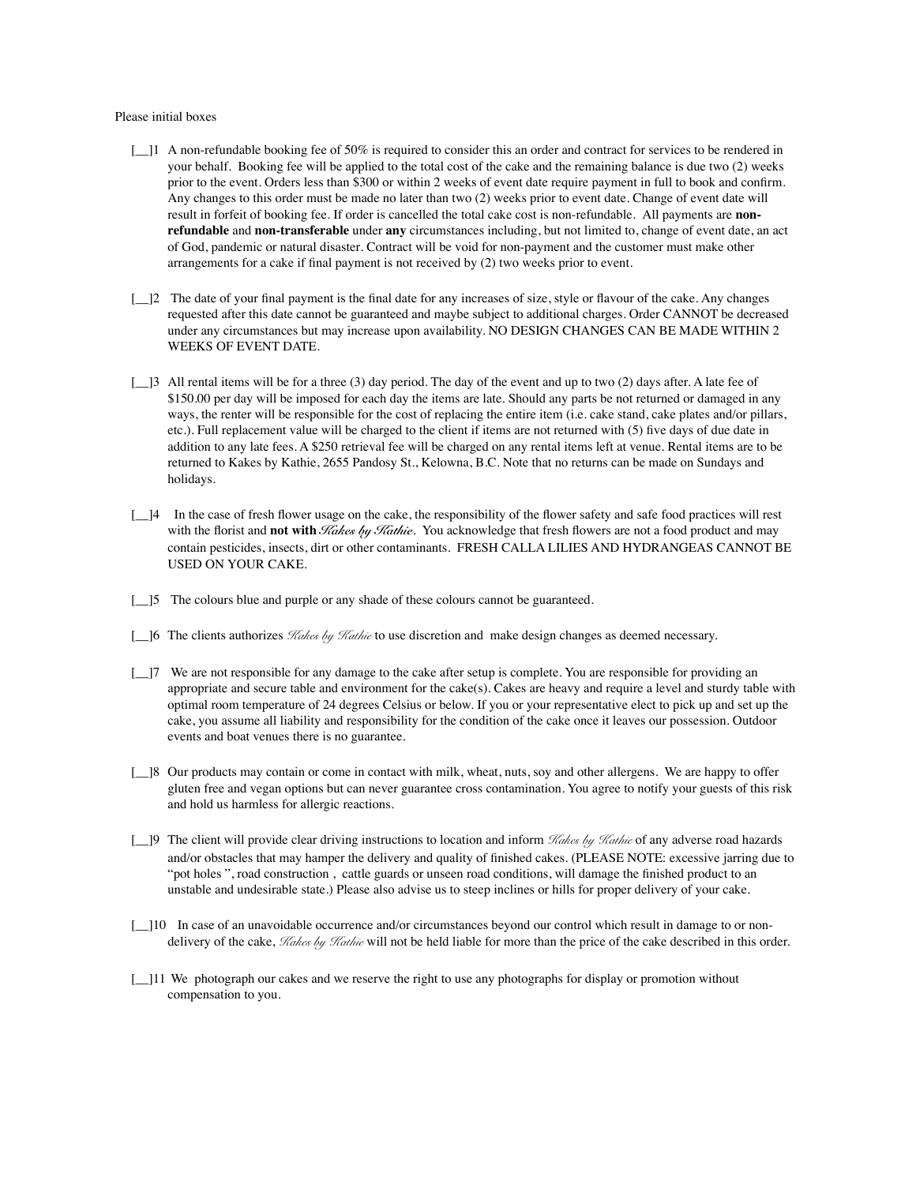Please initial boxes

[__]1 A non-refundable booking fee of 50% is required to consider this an order and contract for services to be rendered in your behalf. Booking fee will be applied to the total cost of the cake and the remaining balance is due two (2) weeks prior to the event. Orders less than $300 or within 2 weeks of event date require payment in full to book and confirm. Any changes to this order must be made no later than two (2) weeks prior to event date. Change of event date will result in forfeit of booking fee. If order is cancelled the total cake cost is non-refundable. All payments are **non-refundable** and **non-transferable** under **any** circumstances including, but not limited to, change of event date, an act of God, pandemic or natural disaster. Contract will be void for non-payment and the customer must make other arrangements for a cake if final payment is not received by (2) two weeks prior to event.

[__]2 The date of your final payment is the final date for any increases of size, style or flavour of the cake. Any changes requested after this date cannot be guaranteed and maybe subject to additional charges. Order CANNOT be decreased under any circumstances but may increase upon availability. NO DESIGN CHANGES CAN BE MADE WITHIN 2 WEEKS OF EVENT DATE.

[__]3 All rental items will be for a three (3) day period. The day of the event and up to two (2) days after. A late fee of $150.00 per day will be imposed for each day the items are late. Should any parts be not returned or damaged in any ways, the renter will be responsible for the cost of replacing the entire item (i.e. cake stand, cake plates and/or pillars, etc.). Full replacement value will be charged to the client if items are not returned with (5) five days of due date in addition to any late fees. A $250 retrieval fee will be charged on any rental items left at venue. Rental items are to be returned to Kakes by Kathie, 2655 Pandosy St., Kelowna, B.C. Note that no returns can be made on Sundays and holidays.

[__]4 In the case of fresh flower usage on the cake, the responsibility of the flower safety and safe food practices will rest with the florist and **not with** *Kakes by Kathie*. You acknowledge that fresh flowers are not a food product and may contain pesticides, insects, dirt or other contaminants. FRESH CALLA LILIES AND HYDRANGEAS CANNOT BE USED ON YOUR CAKE.

[__]5 The colours blue and purple or any shade of these colours cannot be guaranteed.

[__]6 The clients authorizes *Kakes by Kathie* to use discretion and make design changes as deemed necessary.

[__]7 We are not responsible for any damage to the cake after setup is complete. You are responsible for providing an appropriate and secure table and environment for the cake(s). Cakes are heavy and require a level and sturdy table with optimal room temperature of 24 degrees Celsius or below. If you or your representative elect to pick up and set up the cake, you assume all liability and responsibility for the condition of the cake once it leaves our possession. Outdoor events and boat venues there is no guarantee.

[__]8 Our products may contain or come in contact with milk, wheat, nuts, soy and other allergens. We are happy to offer gluten free and vegan options but can never guarantee cross contamination. You agree to notify your guests of this risk and hold us harmless for allergic reactions.

[__]9 The client will provide clear driving instructions to location and inform *Kakes by Kathie* of any adverse road hazards and/or obstacles that may hamper the delivery and quality of finished cakes. (PLEASE NOTE: excessive jarring due to "pot holes ", road construction , cattle guards or unseen road conditions, will damage the finished product to an unstable and undesirable state.) Please also advise us to steep inclines or hills for proper delivery of your cake.

[__]10 In case of an unavoidable occurrence and/or circumstances beyond our control which result in damage to or non-delivery of the cake, *Kakes by Kathie* will not be held liable for more than the price of the cake described in this order.

[__]11 We photograph our cakes and we reserve the right to use any photographs for display or promotion without compensation to you.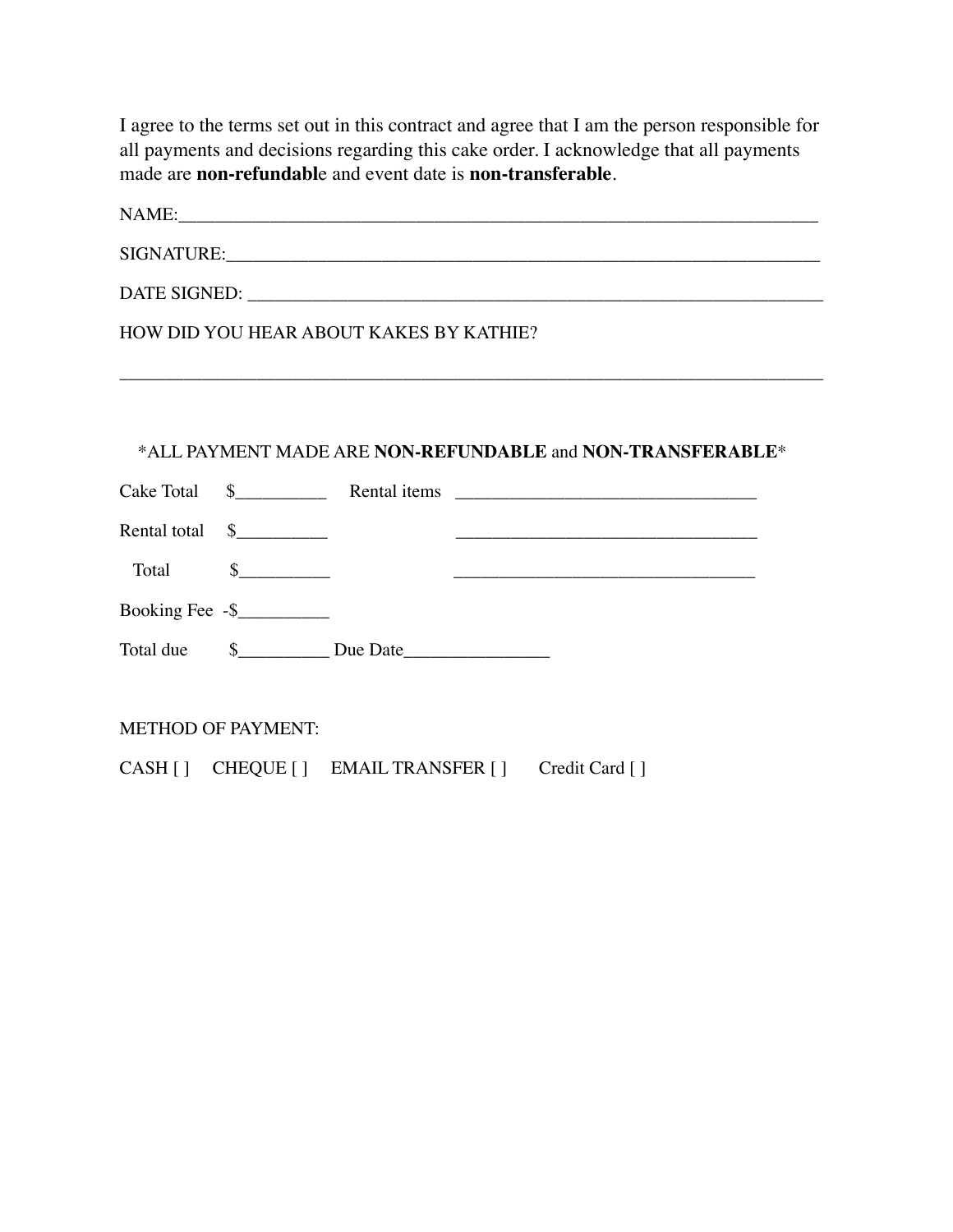I agree to the terms set out in this contract and agree that I am the person responsible for all payments and decisions regarding this cake order. I acknowledge that all payments made are **non-refundabl**e and event date is **non-transferable**.

NAME:___________________________________________________________________________

SIGNATURE:______________________________________________________________________

DATE SIGNED: ____________________________________________________________________

HOW DID YOU HEAR ABOUT KAKES BY KATHIE?

_________________________________________________________________________________

*ALL PAYMENT MADE ARE **NON-REFUNDABLE** and **NON-TRANSFERABLE***

Cake Total $__________ Rental items _________________________________

Rental total $__________ _________________________________

Total $__________ _________________________________

Booking Fee -$__________

Total due $__________ Due Date________________

METHOD OF PAYMENT:

CASH [ ] CHEQUE [ ] EMAIL TRANSFER [ ] Credit Card [ ]